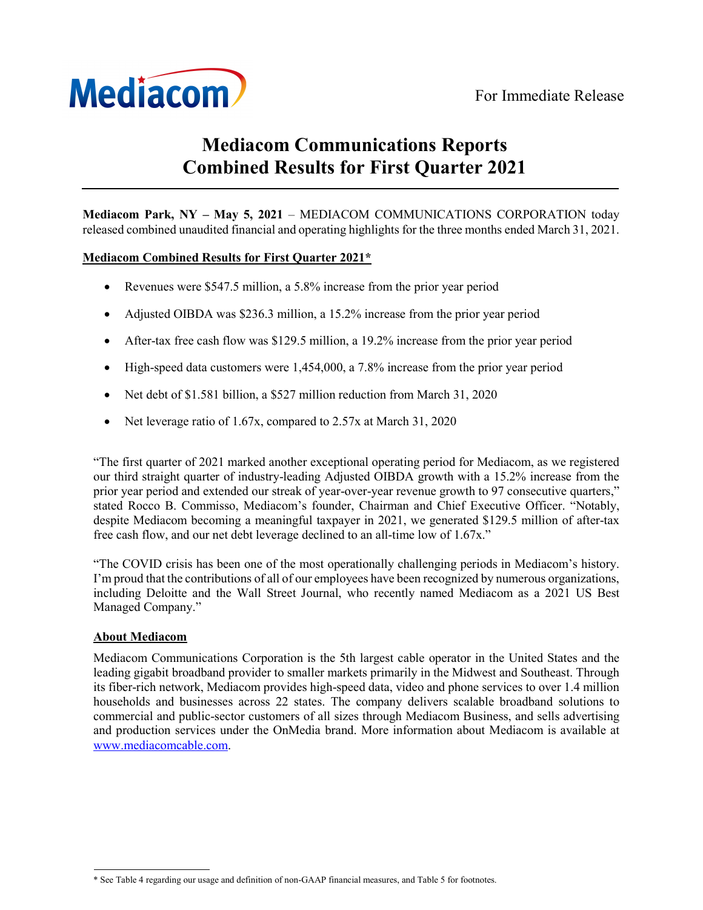Mediacom

For Immediate Release

# Mediacom Communications Reports Combined Results for First Quarter 2021

**Mediacom Park, NY – May 5, 2021** – MEDIACOM COMMUNICATIONS CORPORATION today released combined unaudited financial and operating highlights for the three months ended March 31, 2021.

**Mediacom Combined Results for First Quarter 2021***

- Revenues were $547.5 million, a 5.8% increase from the prior year period
- Adjusted OIBDA was $236.3 million, a 15.2% increase from the prior year period
- After-tax free cash flow was $129.5 million, a 19.2% increase from the prior year period
- High-speed data customers were 1,454,000, a 7.8% increase from the prior year period
- Net debt of $1.581 billion, a $527 million reduction from March 31, 2020
- Net leverage ratio of 1.67x, compared to 2.57x at March 31, 2020

"The first quarter of 2021 marked another exceptional operating period for Mediacom, as we registered our third straight quarter of industry-leading Adjusted OIBDA growth with a 15.2% increase from the prior year period and extended our streak of year-over-year revenue growth to 97 consecutive quarters," stated Rocco B. Commisso, Mediacom's founder, Chairman and Chief Executive Officer. "Notably, despite Mediacom becoming a meaningful taxpayer in 2021, we generated $129.5 million of after-tax free cash flow, and our net debt leverage declined to an all-time low of 1.67x."

"The COVID crisis has been one of the most operationally challenging periods in Mediacom's history. I'm proud that the contributions of all of our employees have been recognized by numerous organizations, including Deloitte and the Wall Street Journal, who recently named Mediacom as a 2021 US Best Managed Company."

**About Mediacom**

Mediacom Communications Corporation is the 5th largest cable operator in the United States and the leading gigabit broadband provider to smaller markets primarily in the Midwest and Southeast. Through its fiber-rich network, Mediacom provides high-speed data, video and phone services to over 1.4 million households and businesses across 22 states. The company delivers scalable broadband solutions to commercial and public-sector customers of all sizes through Mediacom Business, and sells advertising and production services under the OnMedia brand. More information about Mediacom is available at www.mediacomcable.com.

* See Table 4 regarding our usage and definition of non-GAAP financial measures, and Table 5 for footnotes.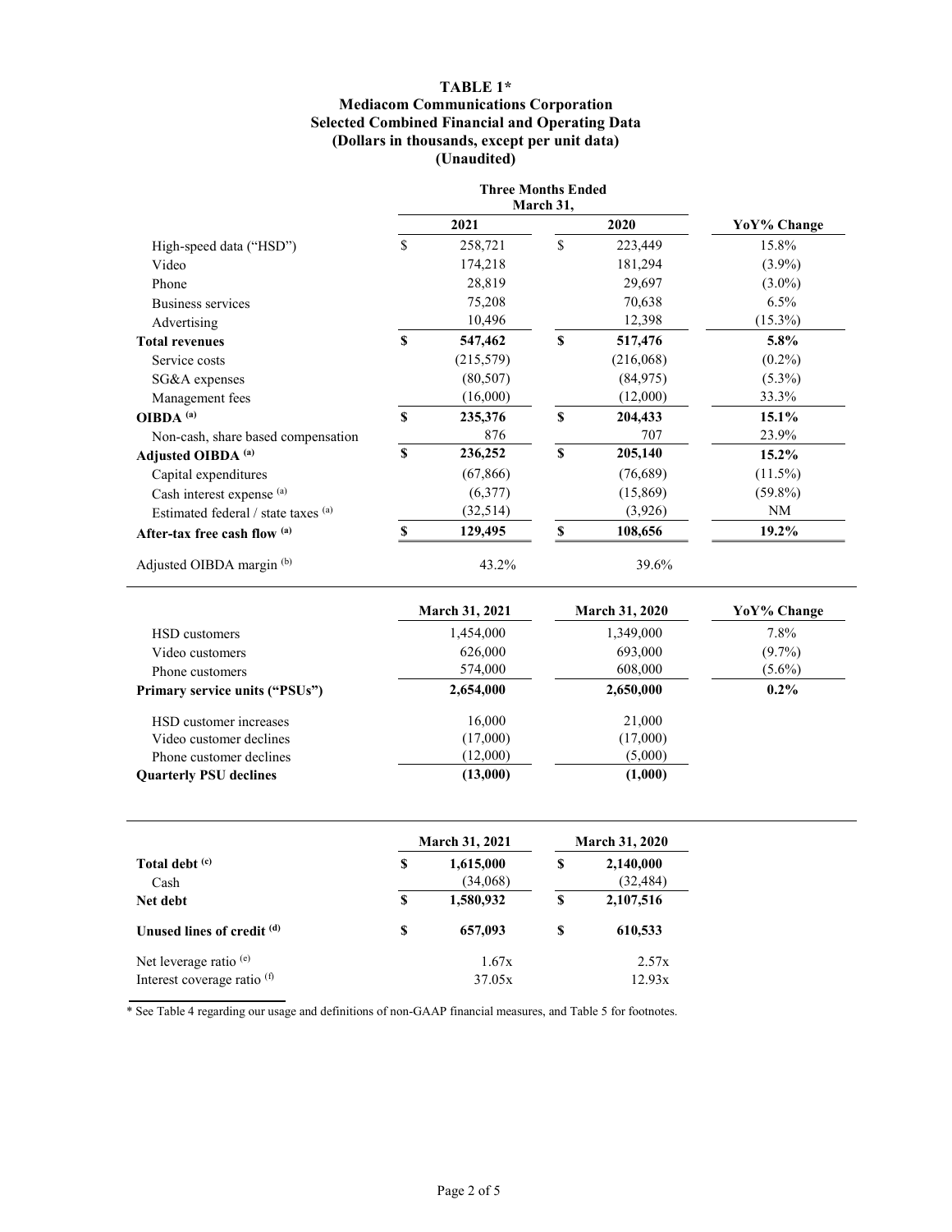# TABLE 1*
## Mediacom Communications Corporation
## Selected Combined Financial and Operating Data
## (Dollars in thousands, except per unit data)
## (Unaudited)

| | Three Months Ended March 31, 2021 | Three Months Ended March 31, 2020 | YoY% Change |
|---|---|---|---|
| High-speed data ("HSD") | $ 258,721 | $ 223,449 | 15.8% |
| Video | 174,218 | 181,294 | (3.9%) |
| Phone | 28,819 | 29,697 | (3.0%) |
| Business services | 75,208 | 70,638 | 6.5% |
| Advertising | 10,496 | 12,398 | (15.3%) |
| **Total revenues** | **$ 547,462** | **$ 517,476** | **5.8%** |
| Service costs | (215,579) | (216,068) | (0.2%) |
| SG&A expenses | (80,507) | (84,975) | (5.3%) |
| Management fees | (16,000) | (12,000) | 33.3% |
| **OIBDA [(a)]** | **$ 235,376** | **$ 204,433** | **15.1%** |
| Non-cash, share based compensation | 876 | 707 | 23.9% |
| **Adjusted OIBDA [(a)]** | **$ 236,252** | **$ 205,140** | **15.2%** |
| Capital expenditures | (67,866) | (76,689) | (11.5%) |
| Cash interest expense [(a)] | (6,377) | (15,869) | (59.8%) |
| Estimated federal / state taxes [(a)] | (32,514) | (3,926) | NM |
| **After-tax free cash flow [(a)]** | **$ 129,495** | **$ 108,656** | **19.2%** |
| Adjusted OIBDA margin [(b)] | 43.2% | 39.6% | |

| | March 31, 2021 | March 31, 2020 | YoY% Change |
|---|---|---|---|
| HSD customers | 1,454,000 | 1,349,000 | 7.8% |
| Video customers | 626,000 | 693,000 | (9.7%) |
| Phone customers | 574,000 | 608,000 | (5.6%) |
| **Primary service units ("PSUs")** | **2,654,000** | **2,650,000** | **0.2%** |
| HSD customer increases | 16,000 | 21,000 | |
| Video customer declines | (17,000) | (17,000) | |
| Phone customer declines | (12,000) | (5,000) | |
| **Quarterly PSU declines** | **(13,000)** | **(1,000)** | |

| | March 31, 2021 | March 31, 2020 |
|---|---|---|
| **Total debt [(c)]** | **$ 1,615,000** | **$ 2,140,000** |
| Cash | (34,068) | (32,484) |
| **Net debt** | **$ 1,580,932** | **$ 2,107,516** |
| **Unused lines of credit [(d)]** | **$ 657,093** | **$ 610,533** |
| Net leverage ratio [(e)] | 1.67x | 2.57x |
| Interest coverage ratio [(f)] | 37.05x | 12.93x |

* See Table 4 regarding our usage and definitions of non-GAAP financial measures, and Table 5 for footnotes.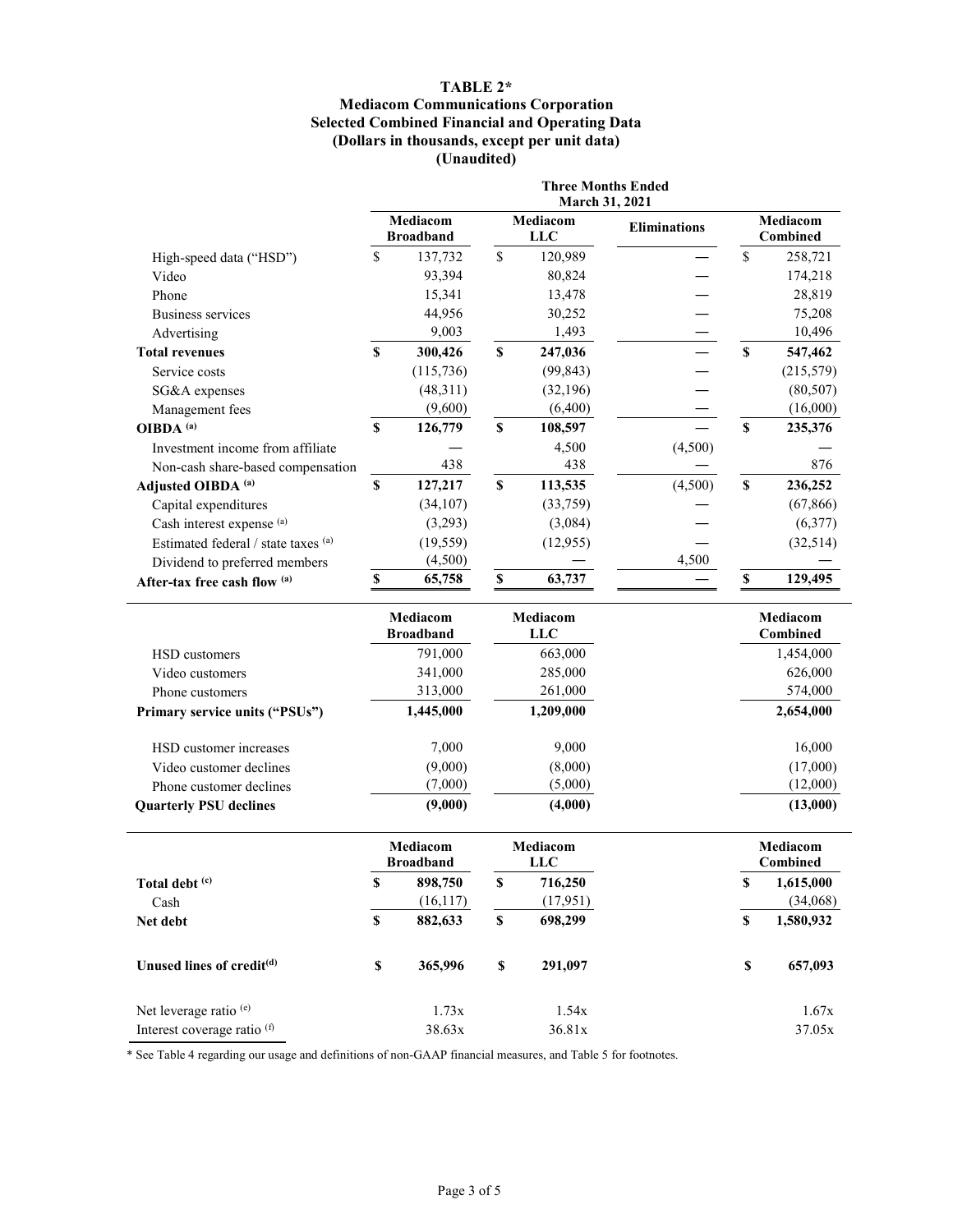# TABLE 2*

## Mediacom Communications Corporation
## Selected Combined Financial and Operating Data
## (Dollars in thousands, except per unit data)
## (Unaudited)

| | Three Months Ended March 31, 2021 | | | |
|---|---|---|---|---|
| | **Mediacom Broadband** | **Mediacom LLC** | **Eliminations** | **Mediacom Combined** |
| High-speed data ("HSD") | $ 137,732 | $ 120,989 | — | $ 258,721 |
| Video | 93,394 | 80,824 | — | 174,218 |
| Phone | 15,341 | 13,478 | — | 28,819 |
| Business services | 44,956 | 30,252 | — | 75,208 |
| Advertising | 9,003 | 1,493 | — | 10,496 |
| **Total revenues** | **$ 300,426** | **$ 247,036** | — | **$ 547,462** |
| Service costs | (115,736) | (99,843) | — | (215,579) |
| SG&A expenses | (48,311) | (32,196) | — | (80,507) |
| Management fees | (9,600) | (6,400) | — | (16,000) |
| **OIBDA [(a)]** | **$ 126,779** | **$ 108,597** | — | **$ 235,376** |
| Investment income from affiliate | — | 4,500 | (4,500) | — |
| Non-cash share-based compensation | 438 | 438 | — | 876 |
| **Adjusted OIBDA [(a)]** | **$ 127,217** | **$ 113,535** | (4,500) | **$ 236,252** |
| Capital expenditures | (34,107) | (33,759) | — | (67,866) |
| Cash interest expense [(a)] | (3,293) | (3,084) | — | (6,377) |
| Estimated federal / state taxes [(a)] | (19,559) | (12,955) | — | (32,514) |
| Dividend to preferred members | (4,500) | — | 4,500 | — |
| **After-tax free cash flow [(a)]** | **$ 65,758** | **$ 63,737** | — | **$ 129,495** |

| | **Mediacom Broadband** | **Mediacom LLC** | **Mediacom Combined** |
|---|---|---|---|
| HSD customers | 791,000 | 663,000 | 1,454,000 |
| Video customers | 341,000 | 285,000 | 626,000 |
| Phone customers | 313,000 | 261,000 | 574,000 |
| **Primary service units ("PSUs")** | **1,445,000** | **1,209,000** | **2,654,000** |
| | | | |
| HSD customer increases | 7,000 | 9,000 | 16,000 |
| Video customer declines | (9,000) | (8,000) | (17,000) |
| Phone customer declines | (7,000) | (5,000) | (12,000) |
| **Quarterly PSU declines** | **(9,000)** | **(4,000)** | **(13,000)** |

| | **Mediacom Broadband** | **Mediacom LLC** | **Mediacom Combined** |
|---|---|---|---|
| **Total debt [(c)]** | **$ 898,750** | **$ 716,250** | **$ 1,615,000** |
| Cash | (16,117) | (17,951) | (34,068) |
| **Net debt** | **$ 882,633** | **$ 698,299** | **$ 1,580,932** |
| | | | |
| **Unused lines of credit[(d)]** | **$ 365,996** | **$ 291,097** | **$ 657,093** |
| | | | |
| Net leverage ratio [(e)] | 1.73x | 1.54x | 1.67x |
| Interest coverage ratio [(f)] | 38.63x | 36.81x | 37.05x |

* See Table 4 regarding our usage and definitions of non-GAAP financial measures, and Table 5 for footnotes.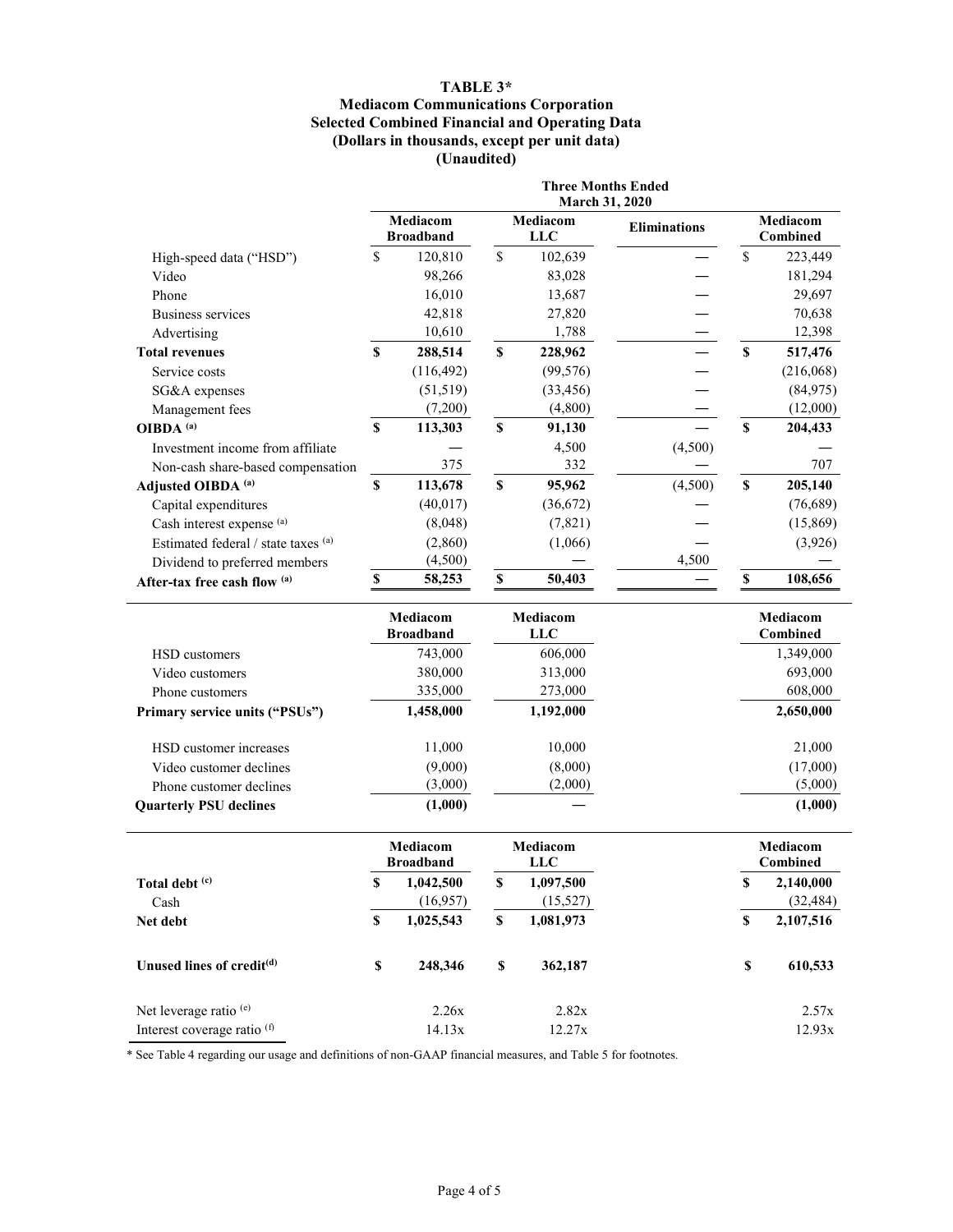**TABLE 3***
**Mediacom Communications Corporation**
**Selected Combined Financial and Operating Data**
**(Dollars in thousands, except per unit data)**
**(Unaudited)**

| | Three Months Ended March 31, 2020 | | | |
|---|---|---|---|---|
| | Mediacom Broadband | Mediacom LLC | Eliminations | Mediacom Combined |
| High-speed data ("HSD") | $ 120,810 | $ 102,639 | — | $ 223,449 |
| Video | 98,266 | 83,028 | — | 181,294 |
| Phone | 16,010 | 13,687 | — | 29,697 |
| Business services | 42,818 | 27,820 | — | 70,638 |
| Advertising | 10,610 | 1,788 | — | 12,398 |
| **Total revenues** | **$ 288,514** | **$ 228,962** | — | **$ 517,476** |
| Service costs | (116,492) | (99,576) | — | (216,068) |
| SG&A expenses | (51,519) | (33,456) | — | (84,975) |
| Management fees | (7,200) | (4,800) | — | (12,000) |
| **OIBDA [(a)]** | **$ 113,303** | **$ 91,130** | — | **$ 204,433** |
| Investment income from affiliate | — | 4,500 | (4,500) | — |
| Non-cash share-based compensation | 375 | 332 | — | 707 |
| **Adjusted OIBDA [(a)]** | **$ 113,678** | **$ 95,962** | (4,500) | **$ 205,140** |
| Capital expenditures | (40,017) | (36,672) | — | (76,689) |
| Cash interest expense [(a)] | (8,048) | (7,821) | — | (15,869) |
| Estimated federal / state taxes [(a)] | (2,860) | (1,066) | — | (3,926) |
| Dividend to preferred members | (4,500) | — | 4,500 | — |
| **After-tax free cash flow [(a)]** | **$ 58,253** | **$ 50,403** | — | **$ 108,656** |

| | Mediacom Broadband | Mediacom LLC | Mediacom Combined |
|---|---|---|---|
| HSD customers | 743,000 | 606,000 | 1,349,000 |
| Video customers | 380,000 | 313,000 | 693,000 |
| Phone customers | 335,000 | 273,000 | 608,000 |
| **Primary service units ("PSUs")** | **1,458,000** | **1,192,000** | **2,650,000** |
| HSD customer increases | 11,000 | 10,000 | 21,000 |
| Video customer declines | (9,000) | (8,000) | (17,000) |
| Phone customer declines | (3,000) | (2,000) | (5,000) |
| **Quarterly PSU declines** | **(1,000)** | **—** | **(1,000)** |

| | Mediacom Broadband | Mediacom LLC | Mediacom Combined |
|---|---|---|---|
| **Total debt [(c)]** | **$ 1,042,500** | **$ 1,097,500** | **$ 2,140,000** |
| Cash | (16,957) | (15,527) | (32,484) |
| **Net debt** | **$ 1,025,543** | **$ 1,081,973** | **$ 2,107,516** |
| **Unused lines of credit[(d)]** | **$ 248,346** | **$ 362,187** | **$ 610,533** |
| Net leverage ratio [(e)] | 2.26x | 2.82x | 2.57x |
| Interest coverage ratio [(f)] | 14.13x | 12.27x | 12.93x |

* See Table 4 regarding our usage and definitions of non-GAAP financial measures, and Table 5 for footnotes.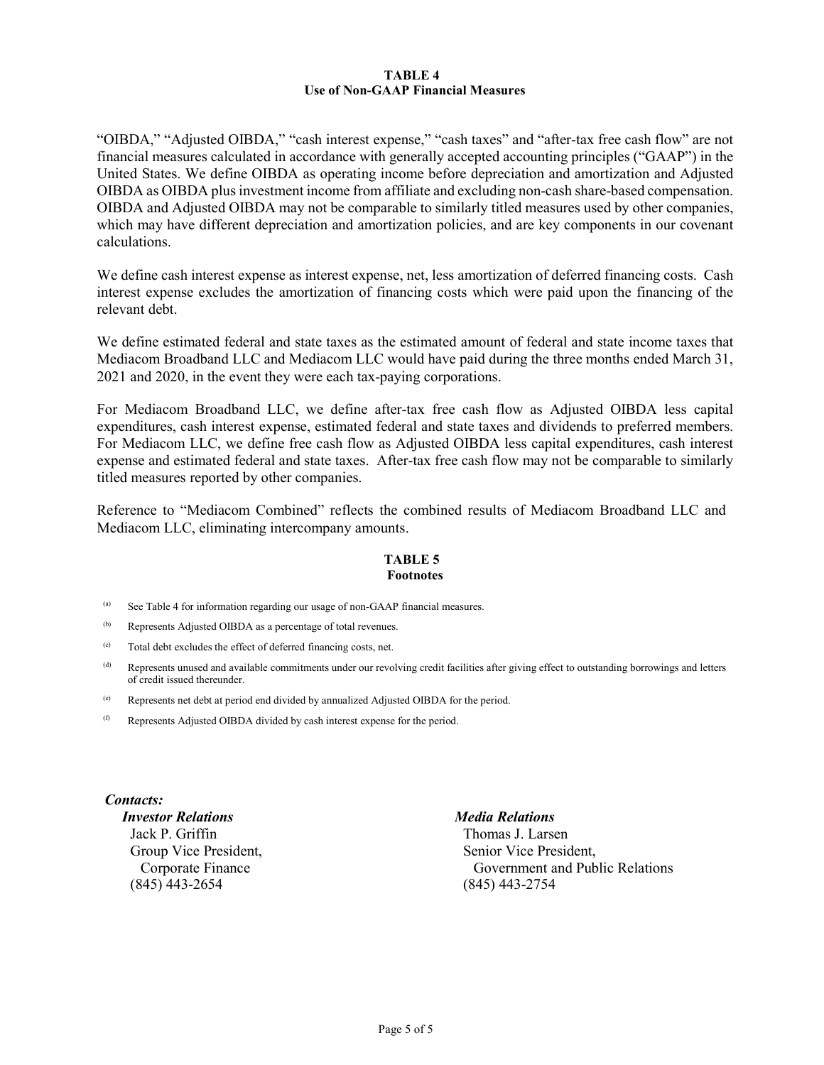## TABLE 4
### Use of Non-GAAP Financial Measures

"OIBDA," "Adjusted OIBDA," "cash interest expense," "cash taxes" and "after-tax free cash flow" are not financial measures calculated in accordance with generally accepted accounting principles ("GAAP") in the United States. We define OIBDA as operating income before depreciation and amortization and Adjusted OIBDA as OIBDA plus investment income from affiliate and excluding non-cash share-based compensation. OIBDA and Adjusted OIBDA may not be comparable to similarly titled measures used by other companies, which may have different depreciation and amortization policies, and are key components in our covenant calculations.

We define cash interest expense as interest expense, net, less amortization of deferred financing costs. Cash interest expense excludes the amortization of financing costs which were paid upon the financing of the relevant debt.

We define estimated federal and state taxes as the estimated amount of federal and state income taxes that Mediacom Broadband LLC and Mediacom LLC would have paid during the three months ended March 31, 2021 and 2020, in the event they were each tax-paying corporations.

For Mediacom Broadband LLC, we define after-tax free cash flow as Adjusted OIBDA less capital expenditures, cash interest expense, estimated federal and state taxes and dividends to preferred members. For Mediacom LLC, we define free cash flow as Adjusted OIBDA less capital expenditures, cash interest expense and estimated federal and state taxes. After-tax free cash flow may not be comparable to similarly titled measures reported by other companies.

Reference to "Mediacom Combined" reflects the combined results of Mediacom Broadband LLC and Mediacom LLC, eliminating intercompany amounts.

## TABLE 5
### Footnotes

(a) See Table 4 for information regarding our usage of non-GAAP financial measures.

(b) Represents Adjusted OIBDA as a percentage of total revenues.

(c) Total debt excludes the effect of deferred financing costs, net.

(d) Represents unused and available commitments under our revolving credit facilities after giving effect to outstanding borrowings and letters of credit issued thereunder.

(e) Represents net debt at period end divided by annualized Adjusted OIBDA for the period.

(f) Represents Adjusted OIBDA divided by cash interest expense for the period.

***Contacts:***

***Investor Relations***
Jack P. Griffin
Group Vice President,
Corporate Finance
(845) 443-2654

***Media Relations***
Thomas J. Larsen
Senior Vice President,
Government and Public Relations
(845) 443-2754